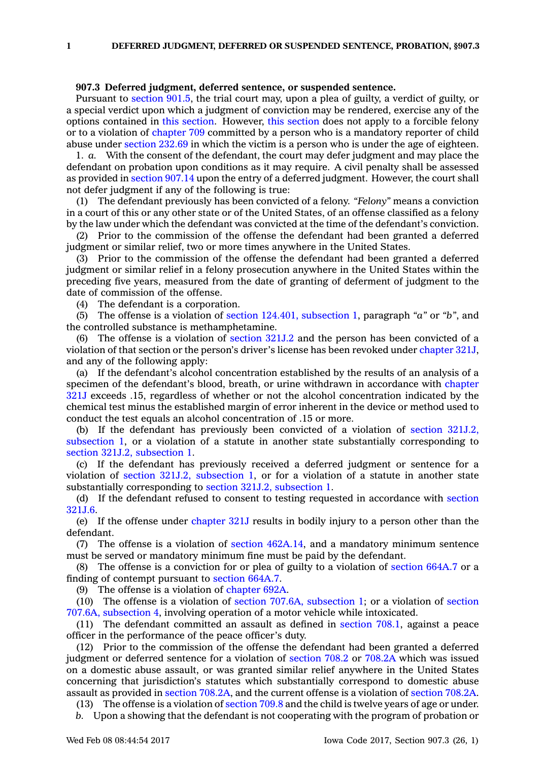**907.3 Deferred judgment, deferred sentence, or suspended sentence.**

Pursuant to section 901.5, the trial court may, upon a plea of guilty, a verdict of guilty, or a special verdict upon which a judgment of conviction may be rendered, exercise any of the options contained in this section. However, this section does not apply to a forcible felony or to a violation of chapter 709 committed by a person who is a mandatory reporter of child abuse under section 232.69 in which the victim is a person who is under the age of eighteen.

1. *a.* With the consent of the defendant, the court may defer judgment and may place the defendant on probation upon conditions as it may require. A civil penalty shall be assessed as provided in section 907.14 upon the entry of a deferred judgment. However, the court shall not defer judgment if any of the following is true:

(1) The defendant previously has been convicted of a felony. *"Felony"* means a conviction in a court of this or any other state or of the United States, of an offense classified as a felony by the law under which the defendant was convicted at the time of the defendant's conviction.

(2) Prior to the commission of the offense the defendant had been granted a deferred judgment or similar relief, two or more times anywhere in the United States.

(3) Prior to the commission of the offense the defendant had been granted a deferred judgment or similar relief in a felony prosecution anywhere in the United States within the preceding five years, measured from the date of granting of deferment of judgment to the date of commission of the offense.

(4) The defendant is a corporation.

(5) The offense is a violation of section 124.401, subsection 1, paragraph *"a"* or *"b"*, and the controlled substance is methamphetamine.

(6) The offense is a violation of section 321J.2 and the person has been convicted of a violation of that section or the person's driver's license has been revoked under chapter 321J, and any of the following apply:

(a) If the defendant's alcohol concentration established by the results of an analysis of a specimen of the defendant's blood, breath, or urine withdrawn in accordance with chapter 321J exceeds .15, regardless of whether or not the alcohol concentration indicated by the chemical test minus the established margin of error inherent in the device or method used to conduct the test equals an alcohol concentration of .15 or more.

(b) If the defendant has previously been convicted of a violation of section 321J.2, subsection 1, or a violation of a statute in another state substantially corresponding to section 321J.2, subsection 1.

(c) If the defendant has previously received a deferred judgment or sentence for a violation of section 321J.2, subsection 1, or for a violation of a statute in another state substantially corresponding to section 321J.2, subsection 1.

(d) If the defendant refused to consent to testing requested in accordance with section 321J.6.

(e) If the offense under chapter 321J results in bodily injury to a person other than the defendant.

(7) The offense is a violation of section 462A.14, and a mandatory minimum sentence must be served or mandatory minimum fine must be paid by the defendant.

(8) The offense is a conviction for or plea of guilty to a violation of section 664A.7 or a finding of contempt pursuant to section 664A.7.

(9) The offense is a violation of chapter 692A.

(10) The offense is a violation of section 707.6A, subsection 1; or a violation of section 707.6A, subsection 4, involving operation of a motor vehicle while intoxicated.

(11) The defendant committed an assault as defined in section 708.1, against a peace officer in the performance of the peace officer's duty.

(12) Prior to the commission of the offense the defendant had been granted a deferred judgment or deferred sentence for a violation of section 708.2 or 708.2A which was issued on a domestic abuse assault, or was granted similar relief anywhere in the United States concerning that jurisdiction's statutes which substantially correspond to domestic abuse assault as provided in section 708.2A, and the current offense is a violation of section 708.2A.

(13) The offense is a violation of section 709.8 and the child is twelve years of age or under.

*b.* Upon a showing that the defendant is not cooperating with the program of probation or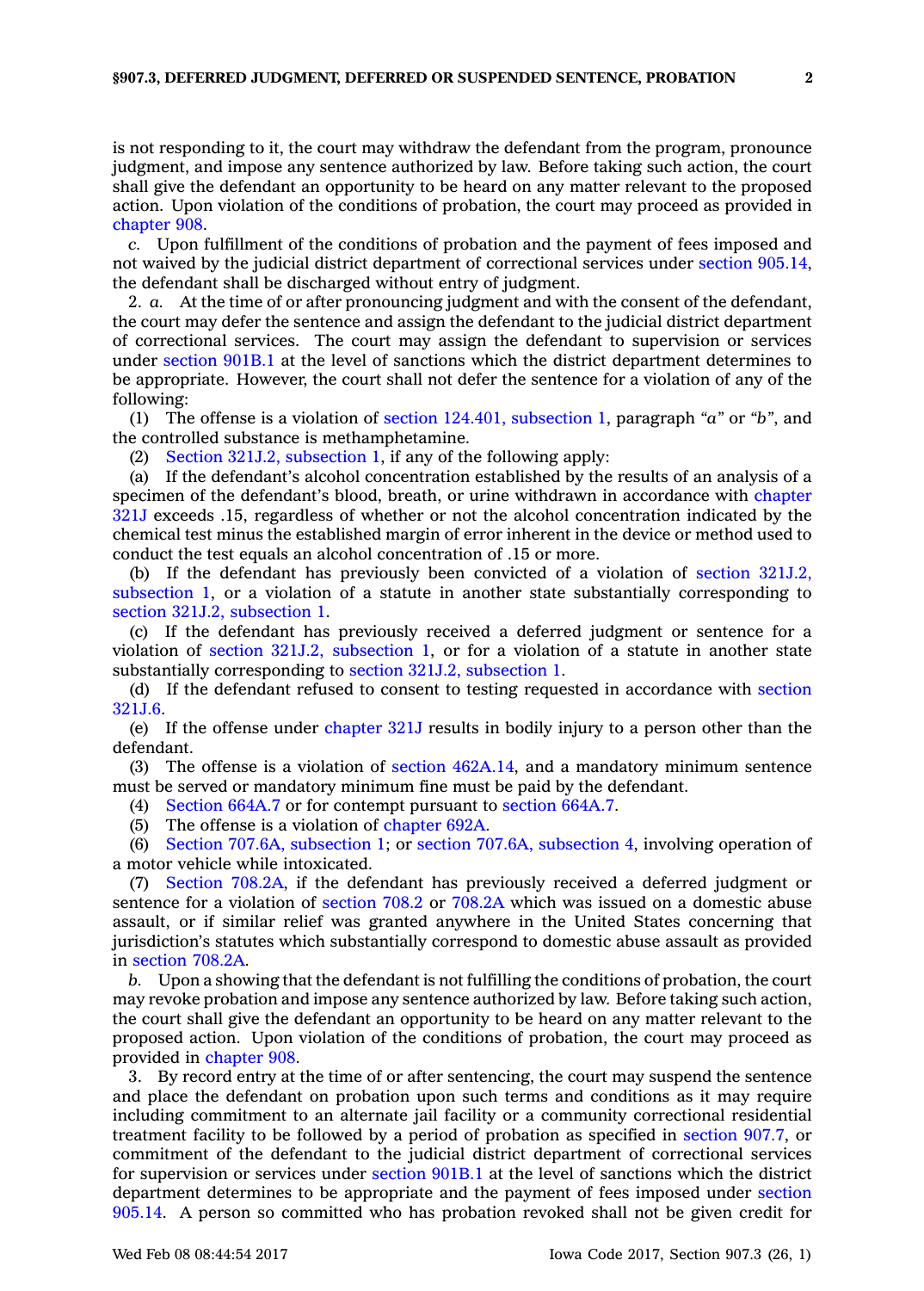is not responding to it, the court may withdraw the defendant from the program, pronounce judgment, and impose any sentence authorized by law. Before taking such action, the court shall give the defendant an opportunity to be heard on any matter relevant to the proposed action. Upon violation of the conditions of probation, the court may proceed as provided in chapter 908.

*c.* Upon fulfillment of the conditions of probation and the payment of fees imposed and not waived by the judicial district department of correctional services under section 905.14, the defendant shall be discharged without entry of judgment.

2. *a.* At the time of or after pronouncing judgment and with the consent of the defendant, the court may defer the sentence and assign the defendant to the judicial district department of correctional services. The court may assign the defendant to supervision or services under section 901B.1 at the level of sanctions which the district department determines to be appropriate. However, the court shall not defer the sentence for a violation of any of the following:

(1) The offense is a violation of section 124.401, subsection 1, paragraph *"a"* or *"b"*, and the controlled substance is methamphetamine.

(2) Section 321J.2, subsection 1, if any of the following apply:

(a) If the defendant's alcohol concentration established by the results of an analysis of a specimen of the defendant's blood, breath, or urine withdrawn in accordance with chapter 321J exceeds .15, regardless of whether or not the alcohol concentration indicated by the chemical test minus the established margin of error inherent in the device or method used to conduct the test equals an alcohol concentration of .15 or more.

(b) If the defendant has previously been convicted of a violation of section 321J.2, subsection 1, or a violation of a statute in another state substantially corresponding to section 321J.2, subsection 1.

(c) If the defendant has previously received a deferred judgment or sentence for a violation of section 321J.2, subsection 1, or for a violation of a statute in another state substantially corresponding to section 321J.2, subsection 1.

(d) If the defendant refused to consent to testing requested in accordance with section 321J.6.

(e) If the offense under chapter 321J results in bodily injury to a person other than the defendant.

(3) The offense is a violation of section 462A.14, and a mandatory minimum sentence must be served or mandatory minimum fine must be paid by the defendant.

(4) Section 664A.7 or for contempt pursuant to section 664A.7.

(5) The offense is a violation of chapter 692A.

(6) Section 707.6A, subsection 1; or section 707.6A, subsection 4, involving operation of a motor vehicle while intoxicated.

(7) Section 708.2A, if the defendant has previously received a deferred judgment or sentence for a violation of section 708.2 or 708.2A which was issued on a domestic abuse assault, or if similar relief was granted anywhere in the United States concerning that jurisdiction's statutes which substantially correspond to domestic abuse assault as provided in section 708.2A.

*b.* Upon a showing that the defendant is not fulfilling the conditions of probation, the court may revoke probation and impose any sentence authorized by law. Before taking such action, the court shall give the defendant an opportunity to be heard on any matter relevant to the proposed action. Upon violation of the conditions of probation, the court may proceed as provided in chapter 908.

3. By record entry at the time of or after sentencing, the court may suspend the sentence and place the defendant on probation upon such terms and conditions as it may require including commitment to an alternate jail facility or a community correctional residential treatment facility to be followed by a period of probation as specified in section 907.7, or commitment of the defendant to the judicial district department of correctional services for supervision or services under section 901B.1 at the level of sanctions which the district department determines to be appropriate and the payment of fees imposed under section 905.14. A person so committed who has probation revoked shall not be given credit for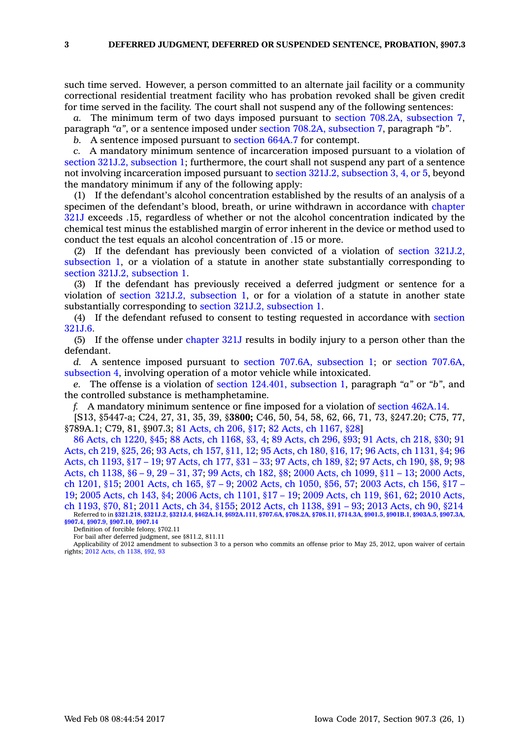such time served. However, a person committed to an alternate jail facility or a community correctional residential treatment facility who has probation revoked shall be given credit for time served in the facility. The court shall not suspend any of the following sentences:

*a.* The minimum term of two days imposed pursuant to section 708.2A, subsection 7, paragraph *"a"*, or a sentence imposed under section 708.2A, subsection 7, paragraph *"b"*.

*b.* A sentence imposed pursuant to section 664A.7 for contempt.

*c.* A mandatory minimum sentence of incarceration imposed pursuant to a violation of section 321J.2, subsection 1; furthermore, the court shall not suspend any part of a sentence not involving incarceration imposed pursuant to section 321J.2, subsection 3, 4, or 5, beyond the mandatory minimum if any of the following apply:

(1) If the defendant's alcohol concentration established by the results of an analysis of a specimen of the defendant's blood, breath, or urine withdrawn in accordance with chapter 321J exceeds .15, regardless of whether or not the alcohol concentration indicated by the chemical test minus the established margin of error inherent in the device or method used to conduct the test equals an alcohol concentration of .15 or more.

(2) If the defendant has previously been convicted of a violation of section 321J.2, subsection 1, or a violation of a statute in another state substantially corresponding to section 321J.2, subsection 1.

(3) If the defendant has previously received a deferred judgment or sentence for a violation of section 321J.2, subsection 1, or for a violation of a statute in another state substantially corresponding to section 321J.2, subsection 1.

(4) If the defendant refused to consent to testing requested in accordance with section 321J.6.

(5) If the offense under chapter 321J results in bodily injury to a person other than the defendant.

*d.* A sentence imposed pursuant to section 707.6A, subsection 1; or section 707.6A, subsection 4, involving operation of a motor vehicle while intoxicated.

*e.* The offense is a violation of section 124.401, subsection 1, paragraph *"a"* or *"b"*, and the controlled substance is methamphetamine.

*f.* A mandatory minimum sentence or fine imposed for a violation of section 462A.14.

[S13, §5447-a; C24, 27, 31, 35, 39, §**3800;** C46, 50, 54, 58, 62, 66, 71, 73, §247.20; C75, 77, §789A.1; C79, 81, §907.3; 81 Acts, ch 206, §17; 82 Acts, ch 1167, §28]

86 Acts, ch 1220, §45; 88 Acts, ch 1168, §3, 4; 89 Acts, ch 296, §93; 91 Acts, ch 218, §30; 91 Acts, ch 219, §25, 26; 93 Acts, ch 157, §11, 12; 95 Acts, ch 180, §16, 17; 96 Acts, ch 1131, §4; 96 Acts, ch 1193, §17 – 19; 97 Acts, ch 177, §31 – 33; 97 Acts, ch 189, §2; 97 Acts, ch 190, §8, 9; 98 Acts, ch 1138, §6 – 9, 29 – 31, 37; 99 Acts, ch 182, §8; 2000 Acts, ch 1099, §11 – 13; 2000 Acts, ch 1201, §15; 2001 Acts, ch 165, §7 – 9; 2002 Acts, ch 1050, §56, 57; 2003 Acts, ch 156, §17 – 19; 2005 Acts, ch 143, §4; 2006 Acts, ch 1101, §17 – 19; 2009 Acts, ch 119, §61, 62; 2010 Acts, ch 1193, §70, 81; 2011 Acts, ch 34, §155; 2012 Acts, ch 1138, §91 – 93; 2013 Acts, ch 90, §214

Referred to in **§321.218**, **§321J.2**, **§321J.4**, **§462A.14**, **§692A.111**, **§707.6A**, **§708.2A**, **§708.11**, **§714.3A**, **§901.5**, **§901B.1**, **§903A.5**, **§907.3A**, **§907.4**, **§907.9**, **§907.10**, **§907.14**

Definition of forcible felony, §702.11

For bail after deferred judgment, see §811.2, 811.11

Applicability of 2012 amendment to subsection 3 to a person who commits an offense prior to May 25, 2012, upon waiver of certain rights; 2012 Acts, ch 1138, §92, 93